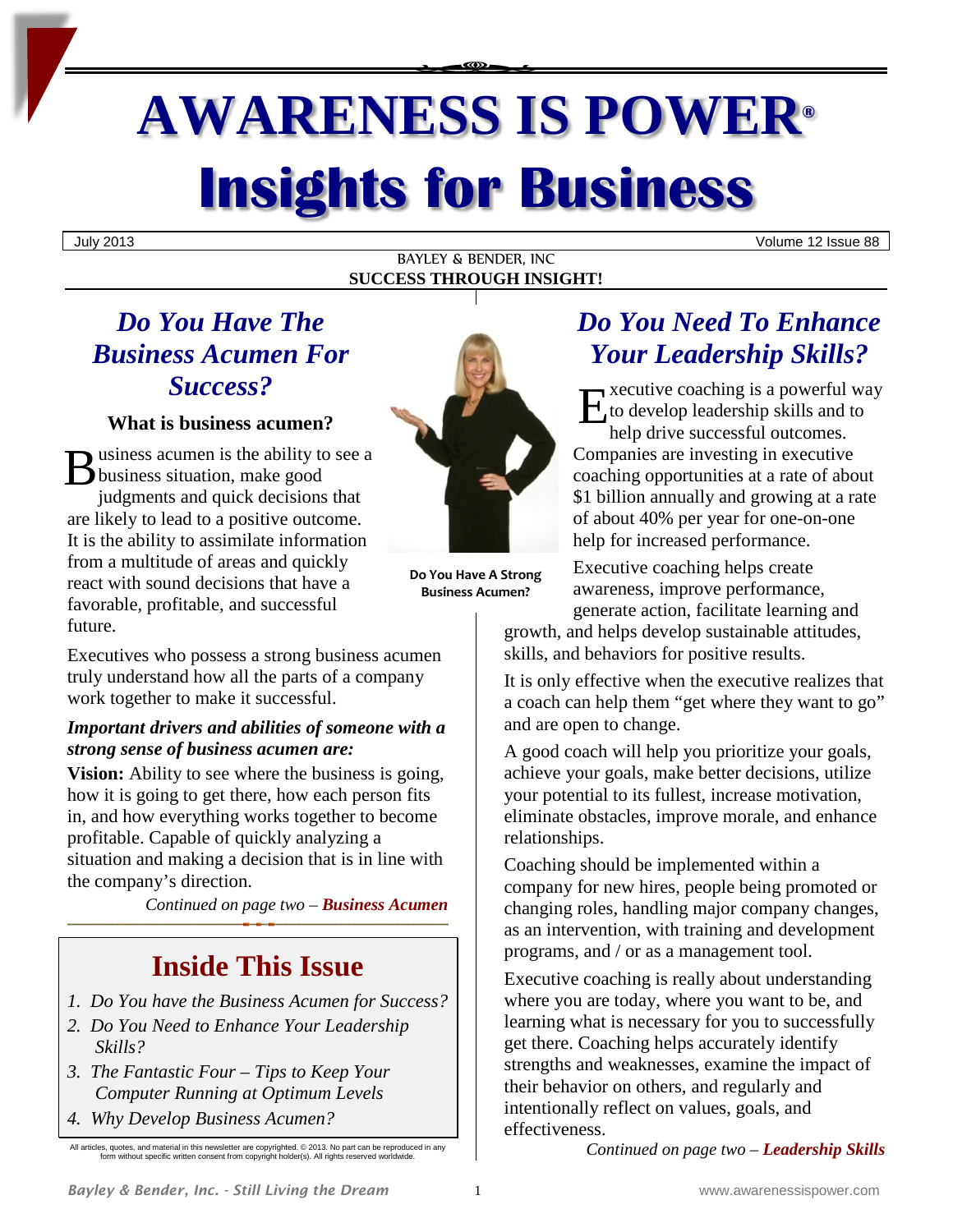# AWARENESS IS POWER®

# Insights for Business

July 2013 | Volume 12 Issue 88

BAYLEY & BENDER, INC

**SUCCESS THROUGH INSIGHT!**

## *Do You Have The Business Acumen For Success?*

### What is business acumen?

Business acumen is the ability to see a business situation, make good judgments and quick decisions that are likely to lead to a positive outcome. It is the ability to assimilate information from a multitude of areas and quickly react with sound decisions that have a favorable, profitable, and successful future.

Executives who possess a strong business acumen truly understand how all the parts of a company work together to make it successful.

***Important drivers and abilities of someone with a strong sense of business acumen are:***

**Vision:** Ability to see where the business is going, how it is going to get there, how each person fits in, and how everything works together to become profitable. Capable of quickly analyzing a situation and making a decision that is in line with the company's direction.

*Continued on page two – **Business Acumen***

**Do You Have A Strong Business Acumen?**

## Inside This Issue

1. *Do You have the Business Acumen for Success?*
2. *Do You Need to Enhance Your Leadership Skills?*
3. *The Fantastic Four – Tips to Keep Your Computer Running at Optimum Levels*
4. *Why Develop Business Acumen?*

All articles, quotes, and material in this newsletter are copyrighted. © 2013. No part can be reproduced in any form without specific written consent from copyright holder(s). All rights reserved worldwide.

## *Do You Need To Enhance Your Leadership Skills?*

Executive coaching is a powerful way to develop leadership skills and to help drive successful outcomes. Companies are investing in executive coaching opportunities at a rate of about $1 billion annually and growing at a rate of about 40% per year for one-on-one help for increased performance.

Executive coaching helps create awareness, improve performance, generate action, facilitate learning and growth, and helps develop sustainable attitudes, skills, and behaviors for positive results.

It is only effective when the executive realizes that a coach can help them "get where they want to go" and are open to change.

A good coach will help you prioritize your goals, achieve your goals, make better decisions, utilize your potential to its fullest, increase motivation, eliminate obstacles, improve morale, and enhance relationships.

Coaching should be implemented within a company for new hires, people being promoted or changing roles, handling major company changes, as an intervention, with training and development programs, and / or as a management tool.

Executive coaching is really about understanding where you are today, where you want to be, and learning what is necessary for you to successfully get there. Coaching helps accurately identify strengths and weaknesses, examine the impact of their behavior on others, and regularly and intentionally reflect on values, goals, and effectiveness.

*Continued on page two – **Leadership Skills***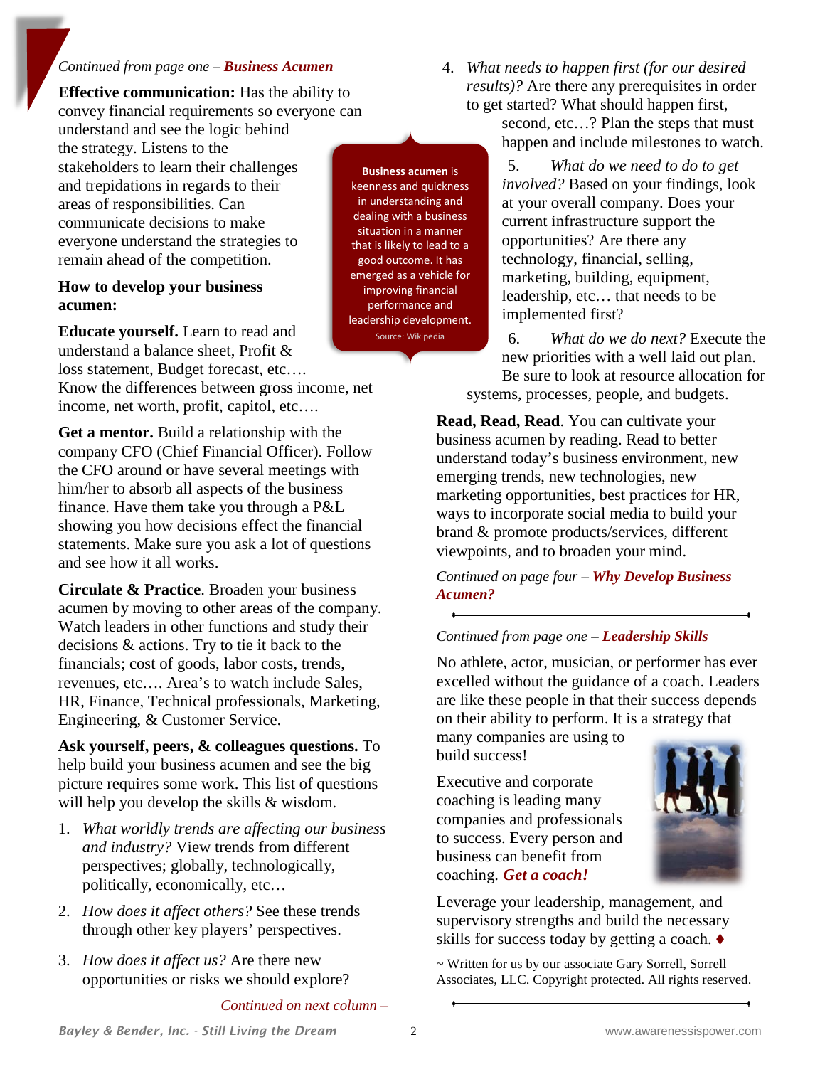*Continued from page one –* ***Business Acumen***

**Effective communication:** Has the ability to convey financial requirements so everyone can understand and see the logic behind the strategy. Listens to the stakeholders to learn their challenges and trepidations in regards to their areas of responsibilities. Can communicate decisions to make everyone understand the strategies to remain ahead of the competition.

**Business acumen** is keenness and quickness in understanding and dealing with a business situation in a manner that is likely to lead to a good outcome. It has emerged as a vehicle for improving financial performance and leadership development.
Source: Wikipedia

### How to develop your business acumen:

**Educate yourself.** Learn to read and understand a balance sheet, Profit & loss statement, Budget forecast, etc…. Know the differences between gross income, net income, net worth, profit, capitol, etc….

**Get a mentor.** Build a relationship with the company CFO (Chief Financial Officer). Follow the CFO around or have several meetings with him/her to absorb all aspects of the business finance. Have them take you through a P&L showing you how decisions effect the financial statements. Make sure you ask a lot of questions and see how it all works.

**Circulate & Practice**. Broaden your business acumen by moving to other areas of the company. Watch leaders in other functions and study their decisions & actions. Try to tie it back to the financials; cost of goods, labor costs, trends, revenues, etc…. Area's to watch include Sales, HR, Finance, Technical professionals, Marketing, Engineering, & Customer Service.

**Ask yourself, peers, & colleagues questions.** To help build your business acumen and see the big picture requires some work. This list of questions will help you develop the skills & wisdom.

1. *What worldly trends are affecting our business and industry?* View trends from different perspectives; globally, technologically, politically, economically, etc…
2. *How does it affect others?* See these trends through other key players' perspectives.
3. *How does it affect us?* Are there new opportunities or risks we should explore?

*Continued on next column –*

4. *What needs to happen first (for our desired results)?* Are there any prerequisites in order to get started? What should happen first, second, etc…? Plan the steps that must happen and include milestones to watch.
5. *What do we need to do to get involved?* Based on your findings, look at your overall company. Does your current infrastructure support the opportunities? Are there any technology, financial, selling, marketing, building, equipment, leadership, etc… that needs to be implemented first?
6. *What do we do next?* Execute the new priorities with a well laid out plan. Be sure to look at resource allocation for systems, processes, people, and budgets.

**Read, Read, Read**. You can cultivate your business acumen by reading. Read to better understand today's business environment, new emerging trends, new technologies, new marketing opportunities, best practices for HR, ways to incorporate social media to build your brand & promote products/services, different viewpoints, and to broaden your mind.

*Continued on page four –* ***Why Develop Business Acumen?***

---

*Continued from page one –* ***Leadership Skills***

No athlete, actor, musician, or performer has ever excelled without the guidance of a coach. Leaders are like these people in that their success depends on their ability to perform. It is a strategy that many companies are using to build success!

Executive and corporate coaching is leading many companies and professionals to success. Every person and business can benefit from coaching. ***Get a coach!***

Leverage your leadership, management, and supervisory strengths and build the necessary skills for success today by getting a coach. ♦

~ Written for us by our associate Gary Sorrell, Sorrell Associates, LLC. Copyright protected. All rights reserved.

---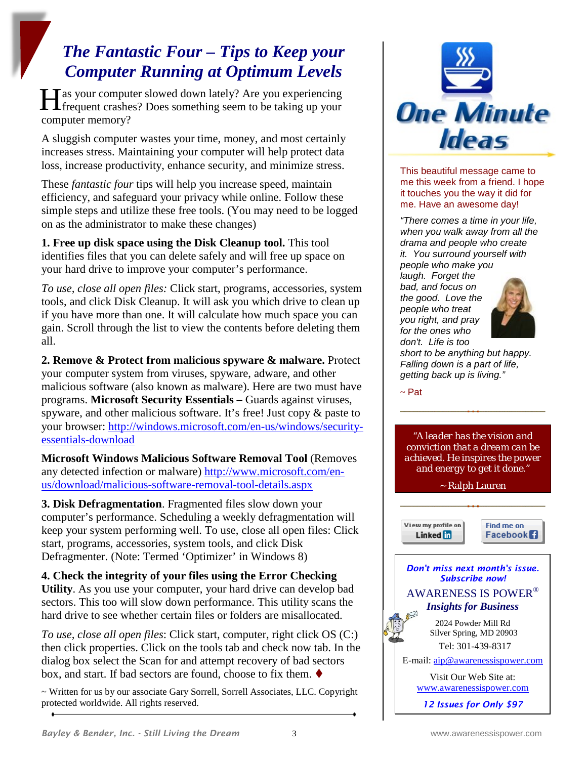# *The Fantastic Four – Tips to Keep your Computer Running at Optimum Levels*

Has your computer slowed down lately? Are you experiencing frequent crashes? Does something seem to be taking up your computer memory?

A sluggish computer wastes your time, money, and most certainly increases stress. Maintaining your computer will help protect data loss, increase productivity, enhance security, and minimize stress.

These *fantastic four* tips will help you increase speed, maintain efficiency, and safeguard your privacy while online. Follow these simple steps and utilize these free tools. (You may need to be logged on as the administrator to make these changes)

**1. Free up disk space using the Disk Cleanup tool.** This tool identifies files that you can delete safely and will free up space on your hard drive to improve your computer's performance.

*To use, close all open files:* Click start, programs, accessories, system tools, and click Disk Cleanup. It will ask you which drive to clean up if you have more than one. It will calculate how much space you can gain. Scroll through the list to view the contents before deleting them all.

**2. Remove & Protect from malicious spyware & malware.** Protect your computer system from viruses, spyware, adware, and other malicious software (also known as malware). Here are two must have programs. **Microsoft Security Essentials –** Guards against viruses, spyware, and other malicious software. It's free! Just copy & paste to your browser: http://windows.microsoft.com/en-us/windows/security-essentials-download

**Microsoft Windows Malicious Software Removal Tool** (Removes any detected infection or malware) http://www.microsoft.com/en-us/download/malicious-software-removal-tool-details.aspx

**3. Disk Defragmentation**. Fragmented files slow down your computer's performance. Scheduling a weekly defragmentation will keep your system performing well. To use, close all open files: Click start, programs, accessories, system tools, and click Disk Defragmenter. (Note: Termed 'Optimizer' in Windows 8)

**4. Check the integrity of your files using the Error Checking Utility**. As you use your computer, your hard drive can develop bad sectors. This too will slow down performance. This utility scans the hard drive to see whether certain files or folders are misallocated.

*To use, close all open files*: Click start, computer, right click OS (C:) then click properties. Click on the tools tab and check now tab. In the dialog box select the Scan for and attempt recovery of bad sectors box, and start. If bad sectors are found, choose to fix them. ♦

~ Written for us by our associate Gary Sorrell, Sorrell Associates, LLC. Copyright protected worldwide. All rights reserved.

## One Minute Ideas

This beautiful message came to me this week from a friend. I hope it touches you the way it did for me. Have an awesome day!

*"There comes a time in your life, when you walk away from all the drama and people who create it. You surround yourself with people who make you laugh. Forget the bad, and focus on the good. Love the people who treat you right, and pray for the ones who don't. Life is too short to be anything but happy. Falling down is a part of life, getting back up is living."*

~ Pat

*"A leader has the vision and conviction that a dream can be achieved. He inspires the power and energy to get it done."*

~ Ralph Lauren

View my profile on LinkedIn | Find me on Facebook

***Don't miss next month's issue. Subscribe now!***

AWARENESS IS POWER®
***Insights for Business***

2024 Powder Mill Rd
Silver Spring, MD 20903
Tel: 301-439-8317

E-mail: aip@awarenessispower.com

Visit Our Web Site at:
www.awarenessispower.com

***12 Issues for Only $97***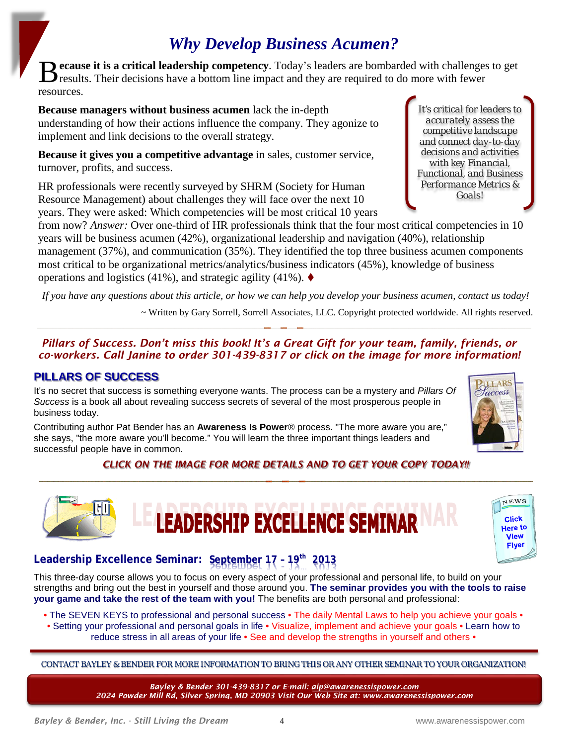# *Why Develop Business Acumen?*

**Because it is a critical leadership competency**. Today's leaders are bombarded with challenges to get results. Their decisions have a bottom line impact and they are required to do more with fewer resources.

> *It's critical for leaders to accurately assess the competitive landscape and connect day-to-day decisions and activities with key Financial, Functional, and Business Performance Metrics & Goals!*

**Because managers without business acumen** lack the in-depth understanding of how their actions influence the company. They agonize to implement and link decisions to the overall strategy.

**Because it gives you a competitive advantage** in sales, customer service, turnover, profits, and success.

HR professionals were recently surveyed by SHRM (Society for Human Resource Management) about challenges they will face over the next 10 years. They were asked: Which competencies will be most critical 10 years from now? *Answer:* Over one-third of HR professionals think that the four most critical competencies in 10 years will be business acumen (42%), organizational leadership and navigation (40%), relationship management (37%), and communication (35%). They identified the top three business acumen components most critical to be organizational metrics/analytics/business indicators (45%), knowledge of business operations and logistics (41%), and strategic agility (41%). ♦

*If you have any questions about this article, or how we can help you develop your business acumen, contact us today!*

~ Written by Gary Sorrell, Sorrell Associates, LLC. Copyright protected worldwide. All rights reserved.

---

*Pillars of Success. Don't miss this book! It's a Great Gift for your team, family, friends, or co-workers. Call Janine to order 301-439-8317 or click on the image for more information!*

## PILLARS OF SUCCESS

It's no secret that success is something everyone wants. The process can be a mystery and *Pillars Of Success* is a book all about revealing success secrets of several of the most prosperous people in business today.

Contributing author Pat Bender has an **Awareness Is Power**® process. "The more aware you are," she says, "the more aware you'll become." You will learn the three important things leaders and successful people have in common.

*CLICK ON THE IMAGE FOR MORE DETAILS AND TO GET YOUR COPY TODAY!!*

---

## LEADERSHIP EXCELLENCE SEMINAR

NEWS — Click Here to View Flyer

### Leadership Excellence Seminar: September 17 – 19th 2013

This three-day course allows you to focus on every aspect of your professional and personal life, to build on your strengths and bring out the best in yourself and those around you. **The seminar provides you with the tools to raise your game and take the rest of the team with you!** The benefits are both personal and professional:

• The SEVEN KEYS to professional and personal success • The daily Mental Laws to help you achieve your goals • Setting your professional and personal goals in life • Visualize, implement and achieve your goals • Learn how to reduce stress in all areas of your life • See and develop the strengths in yourself and others •

CONTACT BAYLEY & BENDER FOR MORE INFORMATION TO BRING THIS OR ANY OTHER SEMINAR TO YOUR ORGANIZATION!

*Bayley & Bender 301-439-8317 or E-mail: aip@awarenessispower.com*
*2024 Powder Mill Rd, Silver Spring, MD 20903 Visit Our Web Site at: www.awarenessispower.com*